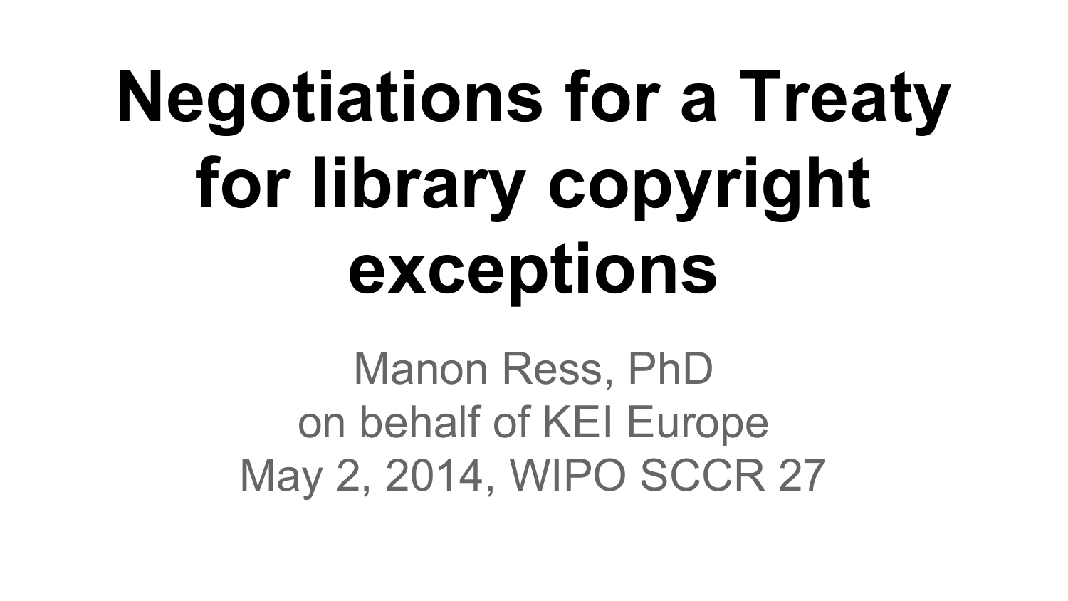# Negotiations for a Treaty for library copyright exceptions

Manon Ress, PhD
on behalf of KEI Europe
May 2, 2014, WIPO SCCR 27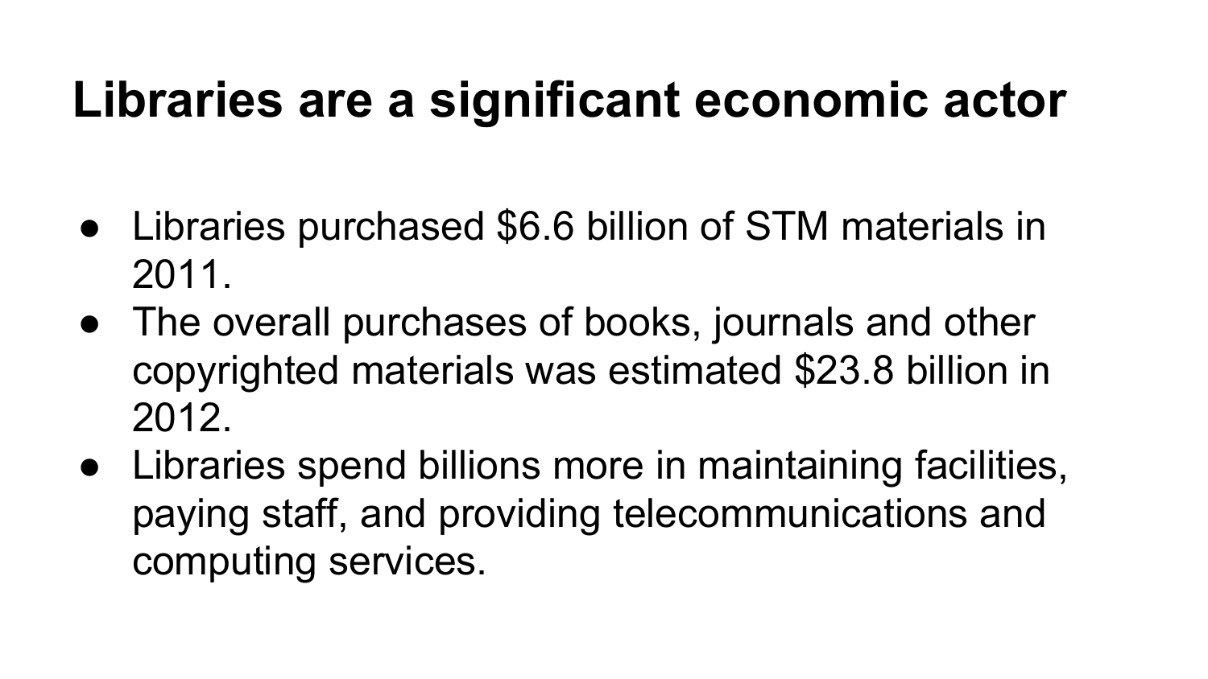# Libraries are a significant economic actor

- Libraries purchased $6.6 billion of STM materials in 2011.
- The overall purchases of books, journals and other copyrighted materials was estimated $23.8 billion in 2012.
- Libraries spend billions more in maintaining facilities, paying staff, and providing telecommunications and computing services.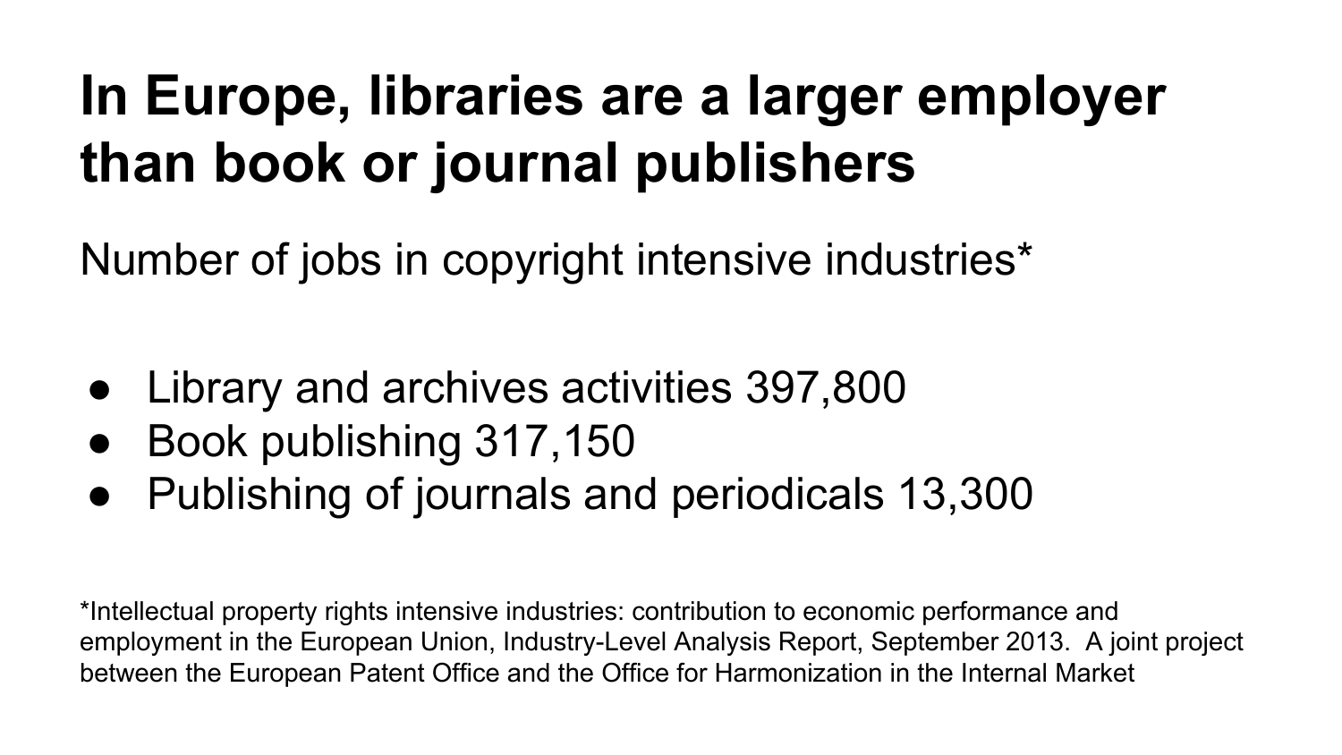# In Europe, libraries are a larger employer than book or journal publishers

Number of jobs in copyright intensive industries*

- Library and archives activities 397,800
- Book publishing 317,150
- Publishing of journals and periodicals 13,300

*Intellectual property rights intensive industries: contribution to economic performance and employment in the European Union, Industry-Level Analysis Report, September 2013. A joint project between the European Patent Office and the Office for Harmonization in the Internal Market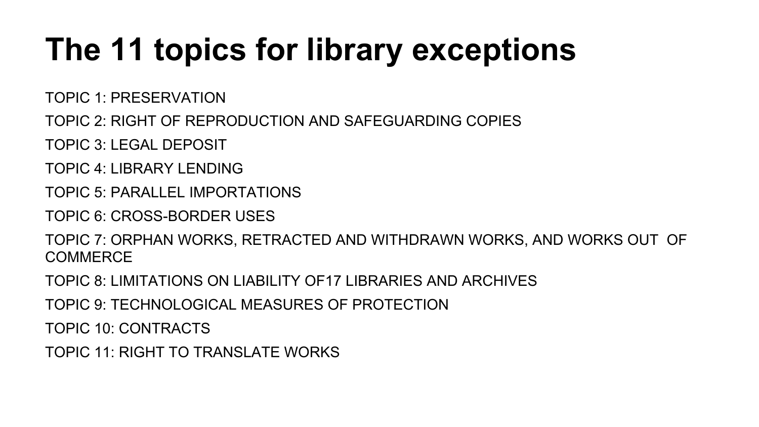# The 11 topics for library exceptions

TOPIC 1: PRESERVATION

TOPIC 2: RIGHT OF REPRODUCTION AND SAFEGUARDING COPIES

TOPIC 3: LEGAL DEPOSIT

TOPIC 4: LIBRARY LENDING

TOPIC 5: PARALLEL IMPORTATIONS

TOPIC 6: CROSS-BORDER USES

TOPIC 7: ORPHAN WORKS, RETRACTED AND WITHDRAWN WORKS, AND WORKS OUT OF COMMERCE

TOPIC 8: LIMITATIONS ON LIABILITY OF17 LIBRARIES AND ARCHIVES

TOPIC 9: TECHNOLOGICAL MEASURES OF PROTECTION

TOPIC 10: CONTRACTS

TOPIC 11: RIGHT TO TRANSLATE WORKS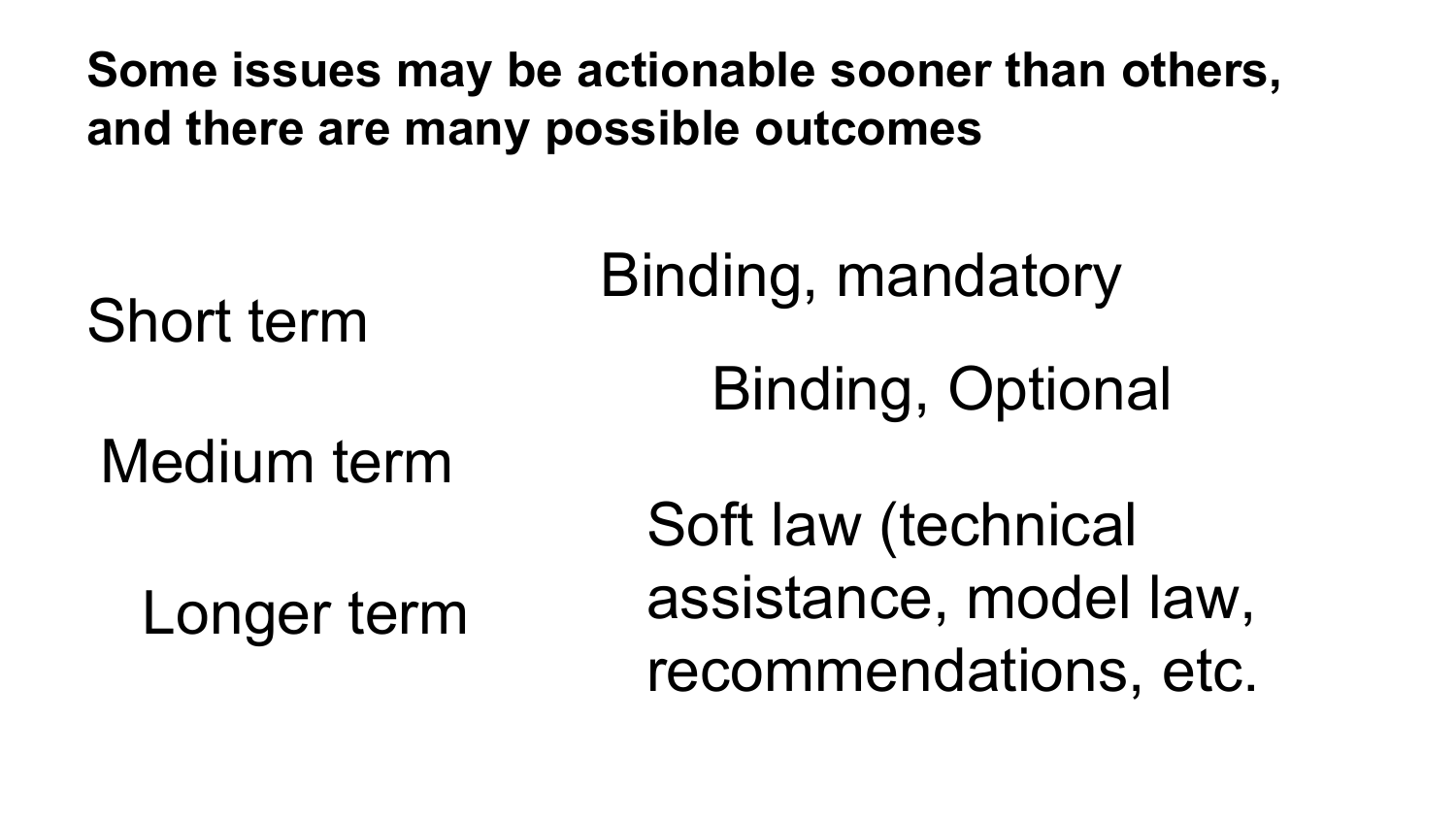## Some issues may be actionable sooner than others, and there are many possible outcomes

- Short term
- Medium term
- Longer term

- Binding, mandatory
- Binding, Optional
- Soft law (technical assistance, model law, recommendations, etc.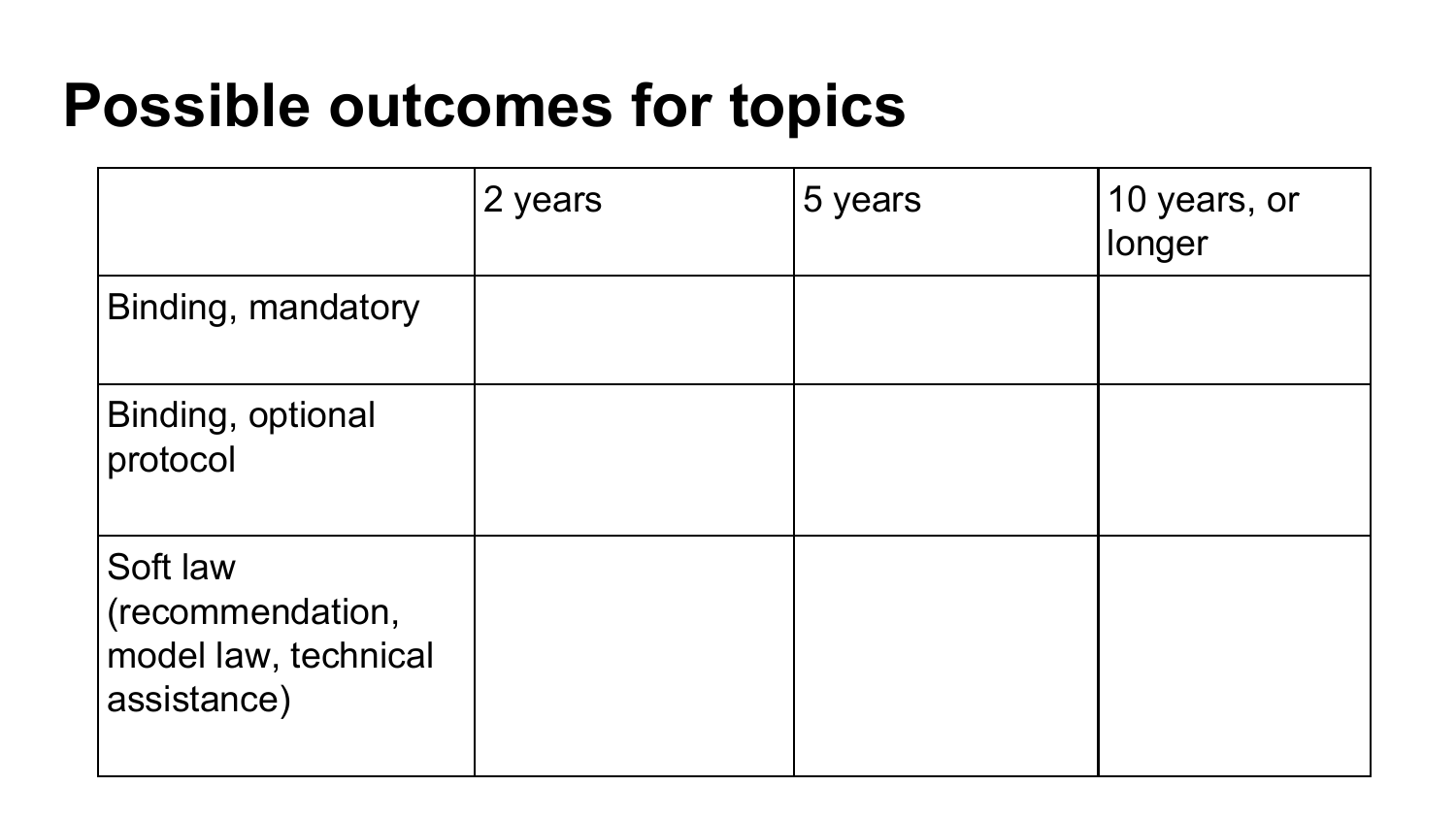# Possible outcomes for topics

| | 2 years | 5 years | 10 years, or longer |
|---|---|---|---|
| Binding, mandatory | | | |
| Binding, optional protocol | | | |
| Soft law (recommendation, model law, technical assistance) | | | |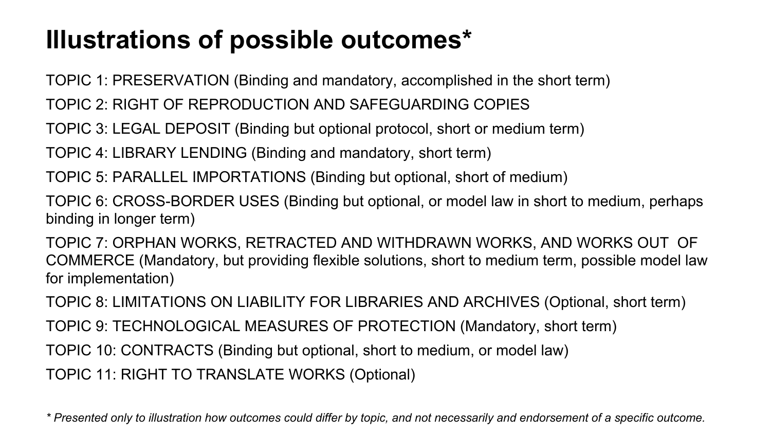# Illustrations of possible outcomes*

TOPIC 1: PRESERVATION (Binding and mandatory, accomplished in the short term)

TOPIC 2: RIGHT OF REPRODUCTION AND SAFEGUARDING COPIES

TOPIC 3: LEGAL DEPOSIT (Binding but optional protocol, short or medium term)

TOPIC 4: LIBRARY LENDING (Binding and mandatory, short term)

TOPIC 5: PARALLEL IMPORTATIONS (Binding but optional, short of medium)

TOPIC 6: CROSS-BORDER USES (Binding but optional, or model law in short to medium, perhaps binding in longer term)

TOPIC 7: ORPHAN WORKS, RETRACTED AND WITHDRAWN WORKS, AND WORKS OUT OF COMMERCE (Mandatory, but providing flexible solutions, short to medium term, possible model law for implementation)

TOPIC 8: LIMITATIONS ON LIABILITY FOR LIBRARIES AND ARCHIVES (Optional, short term)

TOPIC 9: TECHNOLOGICAL MEASURES OF PROTECTION (Mandatory, short term)

TOPIC 10: CONTRACTS (Binding but optional, short to medium, or model law)

TOPIC 11: RIGHT TO TRANSLATE WORKS (Optional)

*\* Presented only to illustration how outcomes could differ by topic, and not necessarily and endorsement of a specific outcome.*